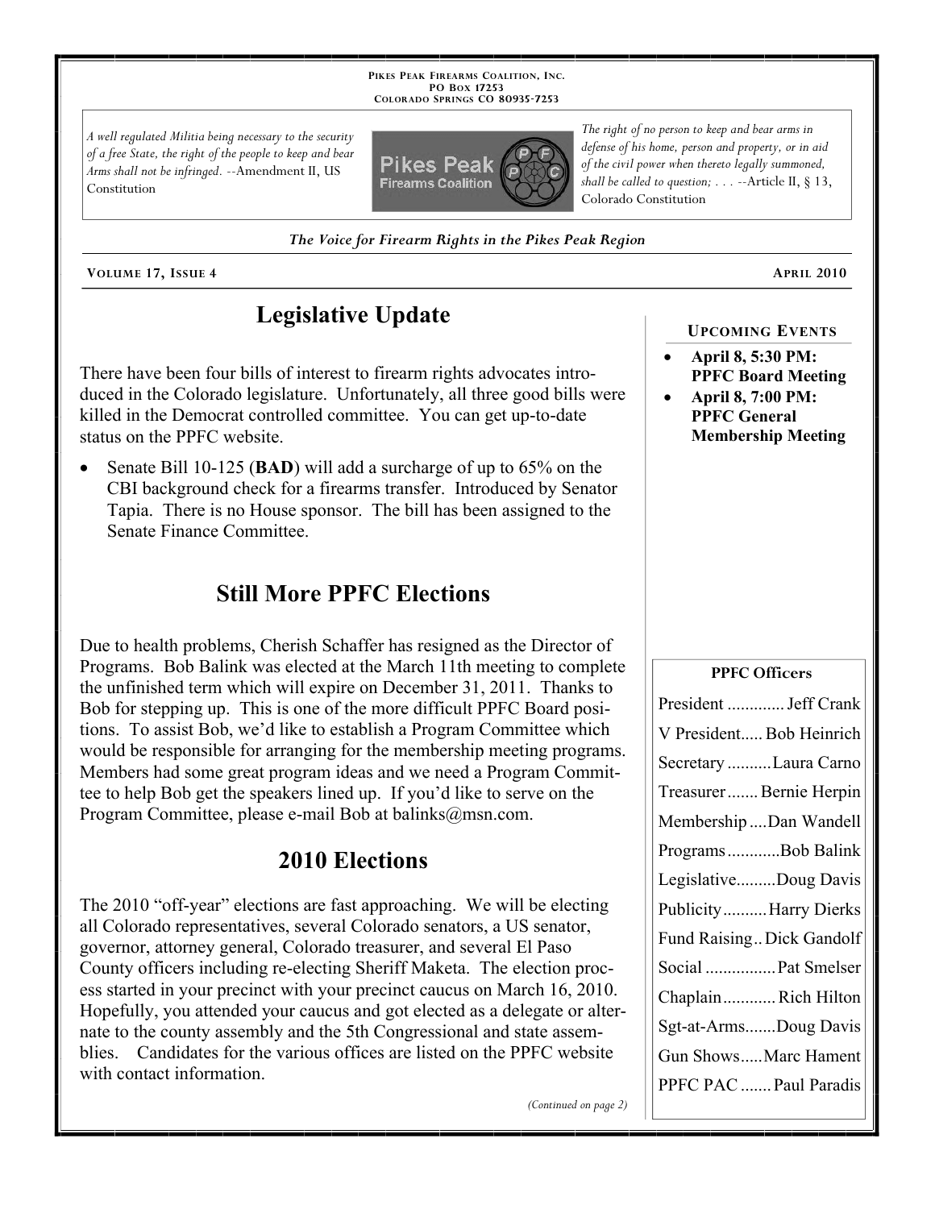PIKES PEAK FIREARMS COALITION, INC.
PO BOX 17253
COLORADO SPRINGS CO 80935-7253

*A well regulated Militia being necessary to the security of a free State, the right of the people to keep and bear Arms shall not be infringed.* --Amendment II, US Constitution

*The right of no person to keep and bear arms in defense of his home, person and property, or in aid of the civil power when thereto legally summoned, shall be called to question; . . .* --Article II, § 13, Colorado Constitution

*The Voice for Firearm Rights in the Pikes Peak Region*

VOLUME 17, ISSUE 4 — APRIL 2010

# Legislative Update

There have been four bills of interest to firearm rights advocates introduced in the Colorado legislature. Unfortunately, all three good bills were killed in the Democrat controlled committee. You can get up-to-date status on the PPFC website.

- Senate Bill 10-125 (**BAD**) will add a surcharge of up to 65% on the CBI background check for a firearms transfer. Introduced by Senator Tapia. There is no House sponsor. The bill has been assigned to the Senate Finance Committee.

# Still More PPFC Elections

Due to health problems, Cherish Schaffer has resigned as the Director of Programs. Bob Balink was elected at the March 11th meeting to complete the unfinished term which will expire on December 31, 2011. Thanks to Bob for stepping up. This is one of the more difficult PPFC Board positions. To assist Bob, we'd like to establish a Program Committee which would be responsible for arranging for the membership meeting programs. Members had some great program ideas and we need a Program Committee to help Bob get the speakers lined up. If you'd like to serve on the Program Committee, please e-mail Bob at balinks@msn.com.

# 2010 Elections

The 2010 "off-year" elections are fast approaching. We will be electing all Colorado representatives, several Colorado senators, a US senator, governor, attorney general, Colorado treasurer, and several El Paso County officers including re-electing Sheriff Maketa. The election process started in your precinct with your precinct caucus on March 16, 2010. Hopefully, you attended your caucus and got elected as a delegate or alternate to the county assembly and the 5th Congressional and state assemblies. Candidates for the various offices are listed on the PPFC website with contact information.

*(Continued on page 2)*

## UPCOMING EVENTS

- **April 8, 5:30 PM: PPFC Board Meeting**
- **April 8, 7:00 PM: PPFC General Membership Meeting**

## PPFC Officers

| Position | Officer |
|---|---|
| President | Jeff Crank |
| V President | Bob Heinrich |
| Secretary | Laura Carno |
| Treasurer | Bernie Herpin |
| Membership | Dan Wandell |
| Programs | Bob Balink |
| Legislative | Doug Davis |
| Publicity | Harry Dierks |
| Fund Raising | Dick Gandolf |
| Social | Pat Smelser |
| Chaplain | Rich Hilton |
| Sgt-at-Arms | Doug Davis |
| Gun Shows | Marc Hament |
| PPFC PAC | Paul Paradis |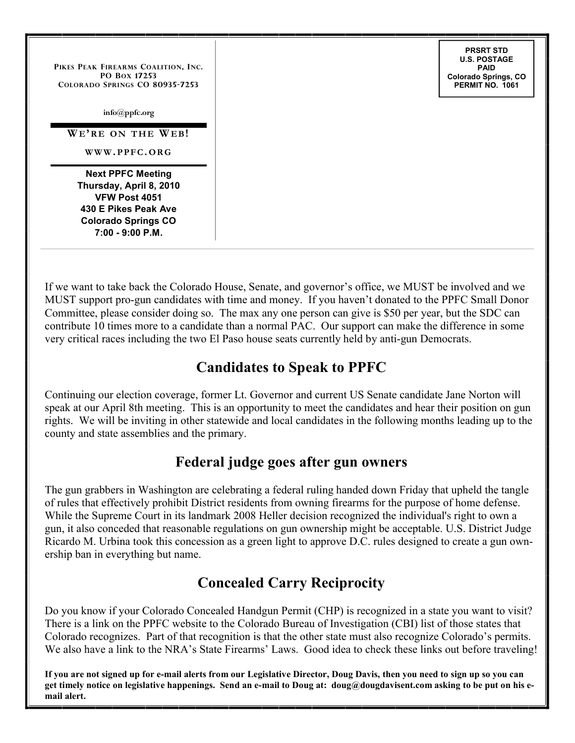PIKES PEAK FIREARMS COALITION, INC.
PO BOX 17253
COLORADO SPRINGS CO 80935-7253

info@ppfc.org

**WE'RE ON THE WEB!**

**WWW.PPFC.ORG**

**Next PPFC Meeting**
**Thursday, April 8, 2010**
**VFW Post 4051**
**430 E Pikes Peak Ave**
**Colorado Springs CO**
**7:00 - 9:00 P.M.**

**PRSRT STD**
**U.S. POSTAGE**
**PAID**
**Colorado Springs, CO**
**PERMIT NO. 1061**

If we want to take back the Colorado House, Senate, and governor's office, we MUST be involved and we MUST support pro-gun candidates with time and money. If you haven't donated to the PPFC Small Donor Committee, please consider doing so. The max any one person can give is $50 per year, but the SDC can contribute 10 times more to a candidate than a normal PAC. Our support can make the difference in some very critical races including the two El Paso house seats currently held by anti-gun Democrats.

## Candidates to Speak to PPFC

Continuing our election coverage, former Lt. Governor and current US Senate candidate Jane Norton will speak at our April 8th meeting. This is an opportunity to meet the candidates and hear their position on gun rights. We will be inviting in other statewide and local candidates in the following months leading up to the county and state assemblies and the primary.

## Federal judge goes after gun owners

The gun grabbers in Washington are celebrating a federal ruling handed down Friday that upheld the tangle of rules that effectively prohibit District residents from owning firearms for the purpose of home defense. While the Supreme Court in its landmark 2008 Heller decision recognized the individual's right to own a gun, it also conceded that reasonable regulations on gun ownership might be acceptable. U.S. District Judge Ricardo M. Urbina took this concession as a green light to approve D.C. rules designed to create a gun ownership ban in everything but name.

## Concealed Carry Reciprocity

Do you know if your Colorado Concealed Handgun Permit (CHP) is recognized in a state you want to visit? There is a link on the PPFC website to the Colorado Bureau of Investigation (CBI) list of those states that Colorado recognizes. Part of that recognition is that the other state must also recognize Colorado's permits. We also have a link to the NRA's State Firearms' Laws. Good idea to check these links out before traveling!

**If you are not signed up for e-mail alerts from our Legislative Director, Doug Davis, then you need to sign up so you can get timely notice on legislative happenings. Send an e-mail to Doug at: doug@dougdavisent.com asking to be put on his e-mail alert.**